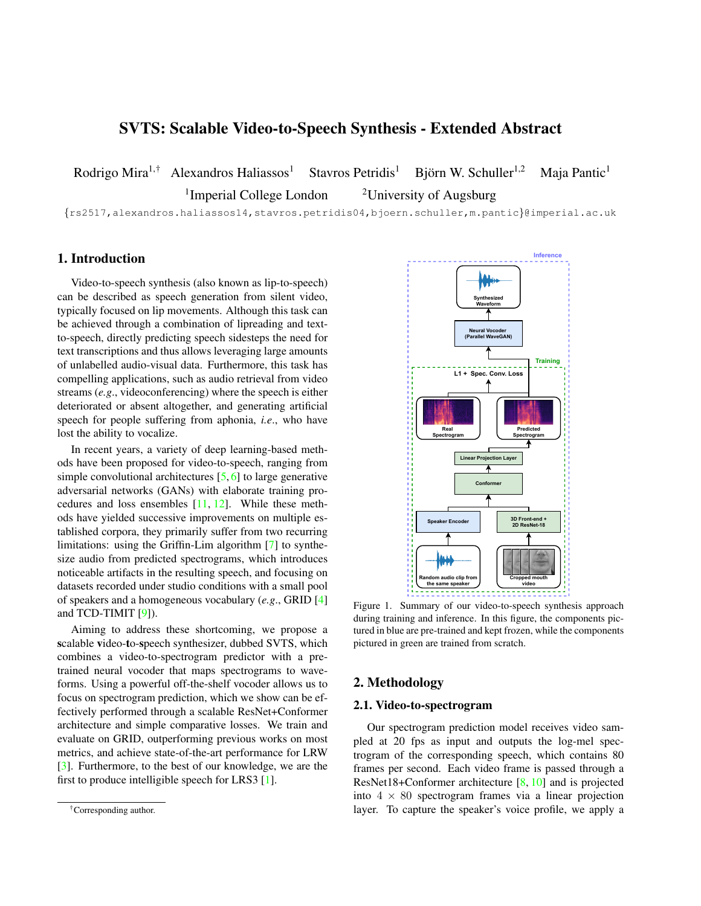# SVTS: Scalable Video-to-Speech Synthesis - Extended Abstract

Rodrigo Mira[1,†] Alexandros Haliassos[1] Stavros Petridis[1] Björn W. Schuller[1,2] Maja Pantic[1]

[1]Imperial College London [2]University of Augsburg

{rs2517,alexandros.haliassos14,stavros.petridis04,bjoern.schuller,m.pantic}@imperial.ac.uk

## 1. Introduction

Video-to-speech synthesis (also known as lip-to-speech) can be described as speech generation from silent video, typically focused on lip movements. Although this task can be achieved through a combination of lipreading and text-to-speech, directly predicting speech sidesteps the need for text transcriptions and thus allows leveraging large amounts of unlabelled audio-visual data. Furthermore, this task has compelling applications, such as audio retrieval from video streams (*e.g.*, videoconferencing) where the speech is either deteriorated or absent altogether, and generating artificial speech for people suffering from aphonia, *i.e.*, who have lost the ability to vocalize.

In recent years, a variety of deep learning-based methods have been proposed for video-to-speech, ranging from simple convolutional architectures [5, 6] to large generative adversarial networks (GANs) with elaborate training procedures and loss ensembles [11, 12]. While these methods have yielded successive improvements on multiple established corpora, they primarily suffer from two recurring limitations: using the Griffin-Lim algorithm [7] to synthesize audio from predicted spectrograms, which introduces noticeable artifacts in the resulting speech, and focusing on datasets recorded under studio conditions with a small pool of speakers and a homogeneous vocabulary (*e.g.*, GRID [4] and TCD-TIMIT [9]).

Aiming to address these shortcoming, we propose a **s**calable **v**ideo-**t**o-**s**peech synthesizer, dubbed SVTS, which combines a video-to-spectrogram predictor with a pre-trained neural vocoder that maps spectrograms to waveforms. Using a powerful off-the-shelf vocoder allows us to focus on spectrogram prediction, which we show can be effectively performed through a scalable ResNet+Conformer architecture and simple comparative losses. We train and evaluate on GRID, outperforming previous works on most metrics, and achieve state-of-the-art performance for LRW [3]. Furthermore, to the best of our knowledge, we are the first to produce intelligible speech for LRS3 [1].

[†]Corresponding author.

Figure 1. Summary of our video-to-speech synthesis approach during training and inference. In this figure, the components pictured in blue are pre-trained and kept frozen, while the components pictured in green are trained from scratch.

## 2. Methodology

### 2.1. Video-to-spectrogram

Our spectrogram prediction model receives video sampled at 20 fps as input and outputs the log-mel spectrogram of the corresponding speech, which contains 80 frames per second. Each video frame is passed through a ResNet18+Conformer architecture [8, 10] and is projected into $4 \times 80$ spectrogram frames via a linear projection layer. To capture the speaker's voice profile, we apply a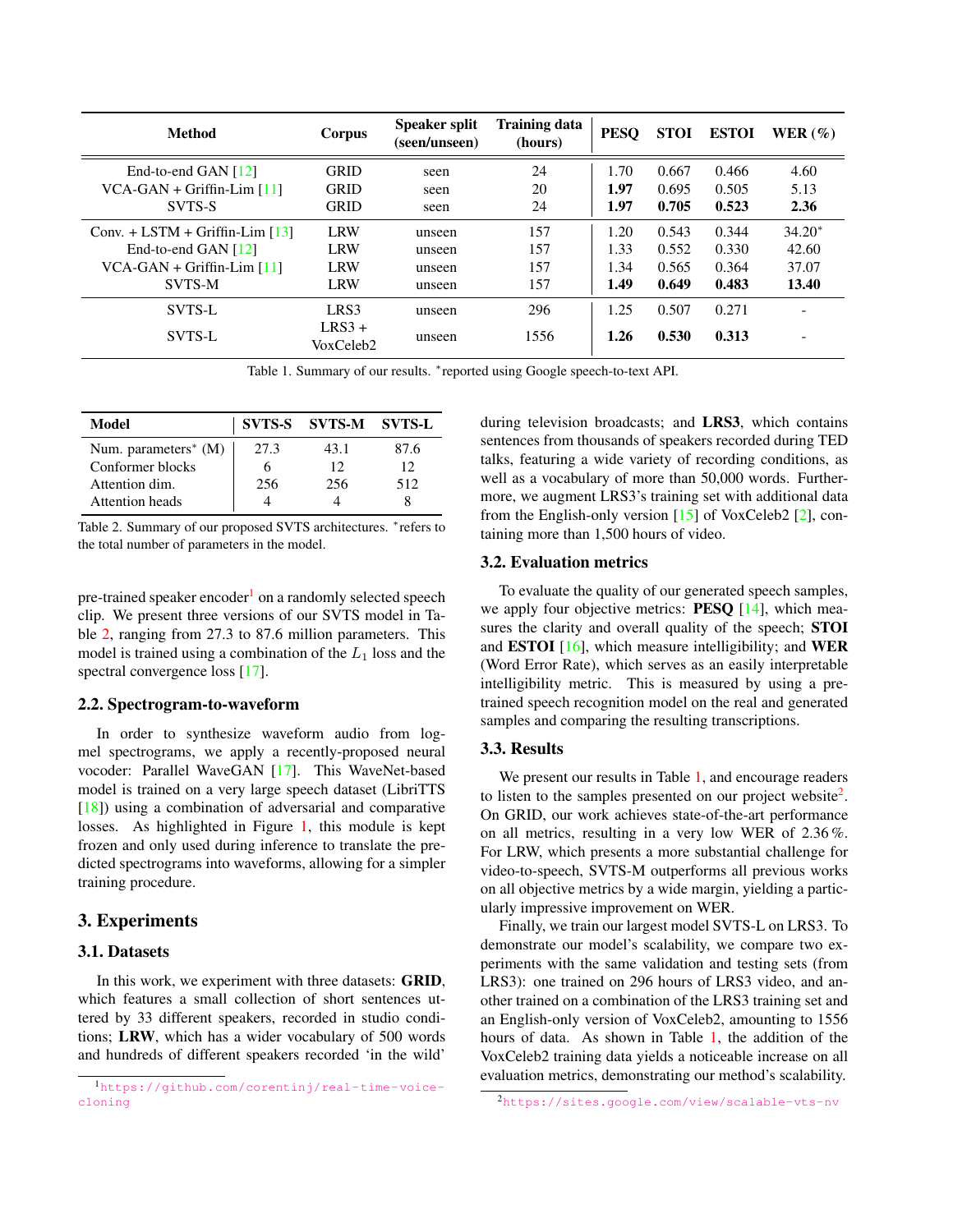| Method | Corpus | Speaker split (seen/unseen) | Training data (hours) | PESQ | STOI | ESTOI | WER (%) |
|---|---|---|---|---|---|---|---|
| End-to-end GAN [12] | GRID | seen | 24 | 1.70 | 0.667 | 0.466 | 4.60 |
| VCA-GAN + Griffin-Lim [11] | GRID | seen | 20 | **1.97** | 0.695 | 0.505 | 5.13 |
| SVTS-S | GRID | seen | 24 | **1.97** | **0.705** | **0.523** | **2.36** |
| Conv. + LSTM + Griffin-Lim [13] | LRW | unseen | 157 | 1.20 | 0.543 | 0.344 | 34.20* |
| End-to-end GAN [12] | LRW | unseen | 157 | 1.33 | 0.552 | 0.330 | 42.60 |
| VCA-GAN + Griffin-Lim [11] | LRW | unseen | 157 | 1.34 | 0.565 | 0.364 | 37.07 |
| SVTS-M | LRW | unseen | 157 | **1.49** | **0.649** | **0.483** | **13.40** |
| SVTS-L | LRS3 | unseen | 296 | 1.25 | 0.507 | 0.271 | - |
| SVTS-L | LRS3 + VoxCeleb2 | unseen | 1556 | **1.26** | **0.530** | **0.313** | - |

Table 1. Summary of our results. *reported using Google speech-to-text API.

| Model | SVTS-S | SVTS-M | SVTS-L |
|---|---|---|---|
| Num. parameters* (M) | 27.3 | 43.1 | 87.6 |
| Conformer blocks | 6 | 12 | 12 |
| Attention dim. | 256 | 256 | 512 |
| Attention heads | 4 | 4 | 8 |

Table 2. Summary of our proposed SVTS architectures. *refers to the total number of parameters in the model.

pre-trained speaker encoder[1] on a randomly selected speech clip. We present three versions of our SVTS model in Table 2, ranging from 27.3 to 87.6 million parameters. This model is trained using a combination of the $L_1$ loss and the spectral convergence loss [17].

### 2.2. Spectrogram-to-waveform

In order to synthesize waveform audio from log-mel spectrograms, we apply a recently-proposed neural vocoder: Parallel WaveGAN [17]. This WaveNet-based model is trained on a very large speech dataset (LibriTTS [18]) using a combination of adversarial and comparative losses. As highlighted in Figure 1, this module is kept frozen and only used during inference to translate the predicted spectrograms into waveforms, allowing for a simpler training procedure.

## 3. Experiments

### 3.1. Datasets

In this work, we experiment with three datasets: **GRID**, which features a small collection of short sentences uttered by 33 different speakers, recorded in studio conditions; **LRW**, which has a wider vocabulary of 500 words and hundreds of different speakers recorded 'in the wild' during television broadcasts; and **LRS3**, which contains sentences from thousands of speakers recorded during TED talks, featuring a wide variety of recording conditions, as well as a vocabulary of more than 50,000 words. Furthermore, we augment LRS3's training set with additional data from the English-only version [15] of VoxCeleb2 [2], containing more than 1,500 hours of video.

### 3.2. Evaluation metrics

To evaluate the quality of our generated speech samples, we apply four objective metrics: **PESQ** [14], which measures the clarity and overall quality of the speech; **STOI** and **ESTOI** [16], which measure intelligibility; and **WER** (Word Error Rate), which serves as an easily interpretable intelligibility metric. This is measured by using a pre-trained speech recognition model on the real and generated samples and comparing the resulting transcriptions.

### 3.3. Results

We present our results in Table 1, and encourage readers to listen to the samples presented on our project website[2]. On GRID, our work achieves state-of-the-art performance on all metrics, resulting in a very low WER of 2.36%. For LRW, which presents a more substantial challenge for video-to-speech, SVTS-M outperforms all previous works on all objective metrics by a wide margin, yielding a particularly impressive improvement on WER.

Finally, we train our largest model SVTS-L on LRS3. To demonstrate our model's scalability, we compare two experiments with the same validation and testing sets (from LRS3): one trained on 296 hours of LRS3 video, and another trained on a combination of the LRS3 training set and an English-only version of VoxCeleb2, amounting to 1556 hours of data. As shown in Table 1, the addition of the VoxCeleb2 training data yields a noticeable increase on all evaluation metrics, demonstrating our method's scalability.

[1] https://github.com/corentinj/real-time-voice-cloning

[2] https://sites.google.com/view/scalable-vts-nv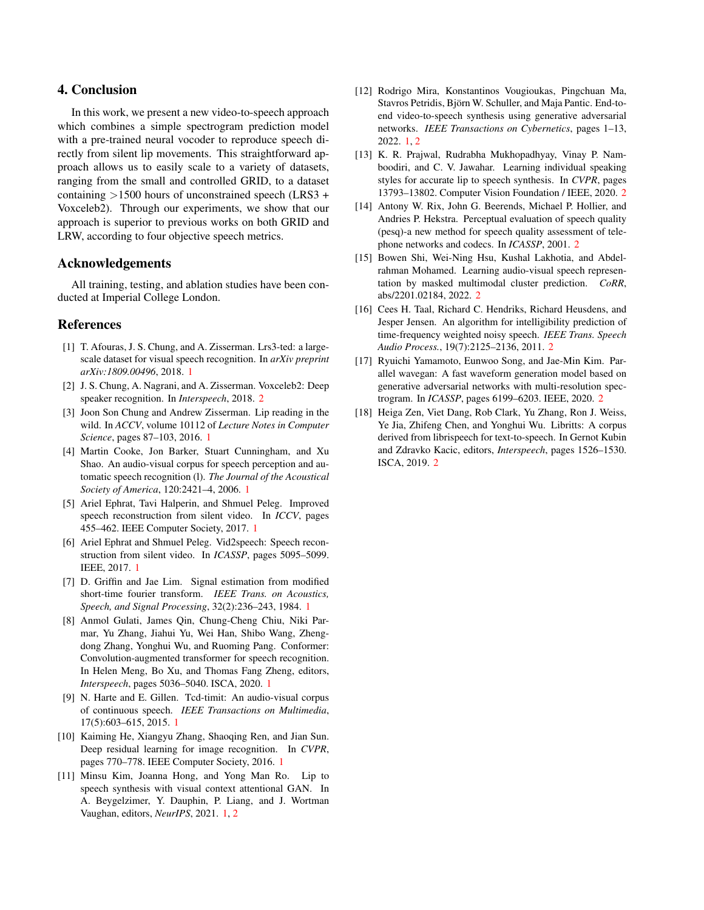## 4. Conclusion

In this work, we present a new video-to-speech approach which combines a simple spectrogram prediction model with a pre-trained neural vocoder to reproduce speech directly from silent lip movements. This straightforward approach allows us to easily scale to a variety of datasets, ranging from the small and controlled GRID, to a dataset containing >1500 hours of unconstrained speech (LRS3 + Voxceleb2). Through our experiments, we show that our approach is superior to previous works on both GRID and LRW, according to four objective speech metrics.

## Acknowledgements

All training, testing, and ablation studies have been conducted at Imperial College London.

## References

[1] T. Afouras, J. S. Chung, and A. Zisserman. Lrs3-ted: a large-scale dataset for visual speech recognition. In *arXiv preprint arXiv:1809.00496*, 2018. 1

[2] J. S. Chung, A. Nagrani, and A. Zisserman. Voxceleb2: Deep speaker recognition. In *Interspeech*, 2018. 2

[3] Joon Son Chung and Andrew Zisserman. Lip reading in the wild. In *ACCV*, volume 10112 of *Lecture Notes in Computer Science*, pages 87–103, 2016. 1

[4] Martin Cooke, Jon Barker, Stuart Cunningham, and Xu Shao. An audio-visual corpus for speech perception and automatic speech recognition (l). *The Journal of the Acoustical Society of America*, 120:2421–4, 2006. 1

[5] Ariel Ephrat, Tavi Halperin, and Shmuel Peleg. Improved speech reconstruction from silent video. In *ICCV*, pages 455–462. IEEE Computer Society, 2017. 1

[6] Ariel Ephrat and Shmuel Peleg. Vid2speech: Speech reconstruction from silent video. In *ICASSP*, pages 5095–5099. IEEE, 2017. 1

[7] D. Griffin and Jae Lim. Signal estimation from modified short-time fourier transform. *IEEE Trans. on Acoustics, Speech, and Signal Processing*, 32(2):236–243, 1984. 1

[8] Anmol Gulati, James Qin, Chung-Cheng Chiu, Niki Parmar, Yu Zhang, Jiahui Yu, Wei Han, Shibo Wang, Zhengdong Zhang, Yonghui Wu, and Ruoming Pang. Conformer: Convolution-augmented transformer for speech recognition. In Helen Meng, Bo Xu, and Thomas Fang Zheng, editors, *Interspeech*, pages 5036–5040. ISCA, 2020. 1

[9] N. Harte and E. Gillen. Tcd-timit: An audio-visual corpus of continuous speech. *IEEE Transactions on Multimedia*, 17(5):603–615, 2015. 1

[10] Kaiming He, Xiangyu Zhang, Shaoqing Ren, and Jian Sun. Deep residual learning for image recognition. In *CVPR*, pages 770–778. IEEE Computer Society, 2016. 1

[11] Minsu Kim, Joanna Hong, and Yong Man Ro. Lip to speech synthesis with visual context attentional GAN. In A. Beygelzimer, Y. Dauphin, P. Liang, and J. Wortman Vaughan, editors, *NeurIPS*, 2021. 1, 2

[12] Rodrigo Mira, Konstantinos Vougioukas, Pingchuan Ma, Stavros Petridis, Björn W. Schuller, and Maja Pantic. End-to-end video-to-speech synthesis using generative adversarial networks. *IEEE Transactions on Cybernetics*, pages 1–13, 2022. 1, 2

[13] K. R. Prajwal, Rudrabha Mukhopadhyay, Vinay P. Namboodiri, and C. V. Jawahar. Learning individual speaking styles for accurate lip to speech synthesis. In *CVPR*, pages 13793–13802. Computer Vision Foundation / IEEE, 2020. 2

[14] Antony W. Rix, John G. Beerends, Michael P. Hollier, and Andries P. Hekstra. Perceptual evaluation of speech quality (pesq)-a new method for speech quality assessment of telephone networks and codecs. In *ICASSP*, 2001. 2

[15] Bowen Shi, Wei-Ning Hsu, Kushal Lakhotia, and Abdelrahman Mohamed. Learning audio-visual speech representation by masked multimodal cluster prediction. *CoRR*, abs/2201.02184, 2022. 2

[16] Cees H. Taal, Richard C. Hendriks, Richard Heusdens, and Jesper Jensen. An algorithm for intelligibility prediction of time-frequency weighted noisy speech. *IEEE Trans. Speech Audio Process.*, 19(7):2125–2136, 2011. 2

[17] Ryuichi Yamamoto, Eunwoo Song, and Jae-Min Kim. Parallel wavegan: A fast waveform generation model based on generative adversarial networks with multi-resolution spectrogram. In *ICASSP*, pages 6199–6203. IEEE, 2020. 2

[18] Heiga Zen, Viet Dang, Rob Clark, Yu Zhang, Ron J. Weiss, Ye Jia, Zhifeng Chen, and Yonghui Wu. Libritts: A corpus derived from librispeech for text-to-speech. In Gernot Kubin and Zdravko Kacic, editors, *Interspeech*, pages 1526–1530. ISCA, 2019. 2